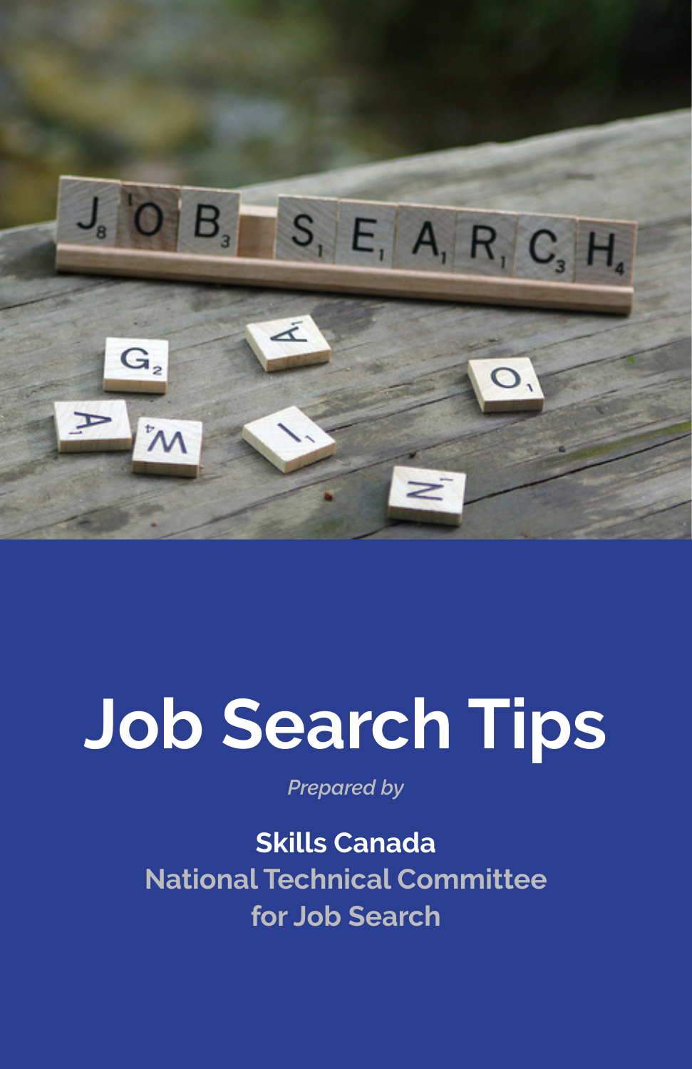# Job Search Tips

*Prepared by*

**Skills Canada**

**National Technical Committee for Job Search**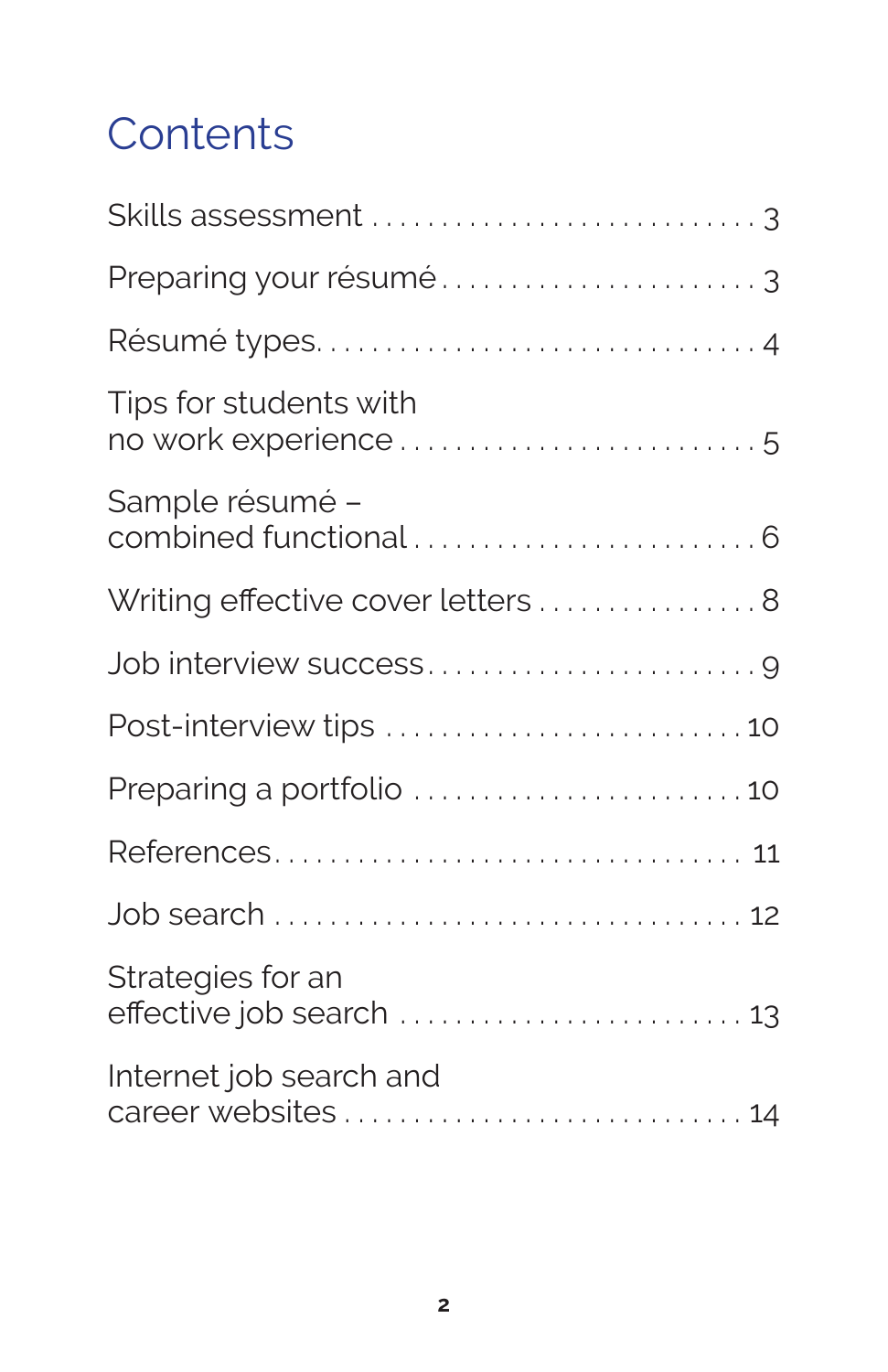# Contents

| | |
|---|---|
| Skills assessment | 3 |
| Preparing your résumé | 3 |
| Résumé types | 4 |
| Tips for students with no work experience | 5 |
| Sample résumé – combined functional | 6 |
| Writing effective cover letters | 8 |
| Job interview success | 9 |
| Post-interview tips | 10 |
| Preparing a portfolio | 10 |
| References | 11 |
| Job search | 12 |
| Strategies for an effective job search | 13 |
| Internet job search and career websites | 14 |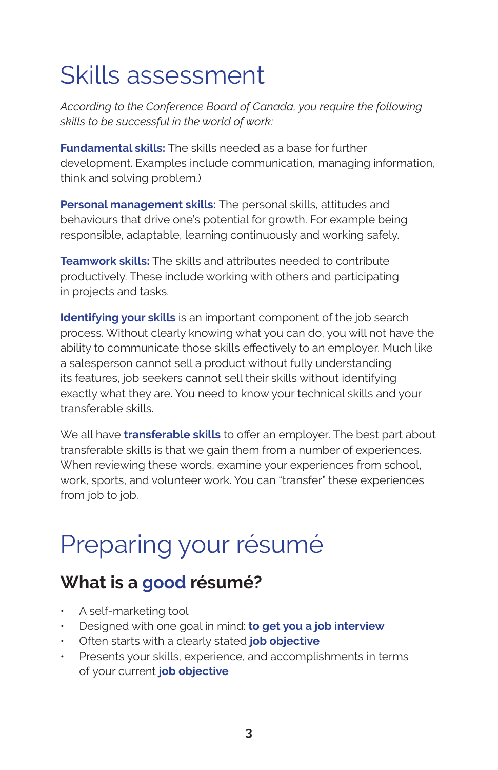# Skills assessment

*According to the Conference Board of Canada, you require the following skills to be successful in the world of work:*

**Fundamental skills:** The skills needed as a base for further development. Examples include communication, managing information, think and solving problem.)

**Personal management skills:** The personal skills, attitudes and behaviours that drive one's potential for growth. For example being responsible, adaptable, learning continuously and working safely.

**Teamwork skills:** The skills and attributes needed to contribute productively. These include working with others and participating in projects and tasks.

**Identifying your skills** is an important component of the job search process. Without clearly knowing what you can do, you will not have the ability to communicate those skills effectively to an employer. Much like a salesperson cannot sell a product without fully understanding its features, job seekers cannot sell their skills without identifying exactly what they are. You need to know your technical skills and your transferable skills.

We all have **transferable skills** to offer an employer. The best part about transferable skills is that we gain them from a number of experiences. When reviewing these words, examine your experiences from school, work, sports, and volunteer work. You can "transfer" these experiences from job to job.

# Preparing your résumé

## What is a good résumé?

- A self-marketing tool
- Designed with one goal in mind: **to get you a job interview**
- Often starts with a clearly stated **job objective**
- Presents your skills, experience, and accomplishments in terms of your current **job objective**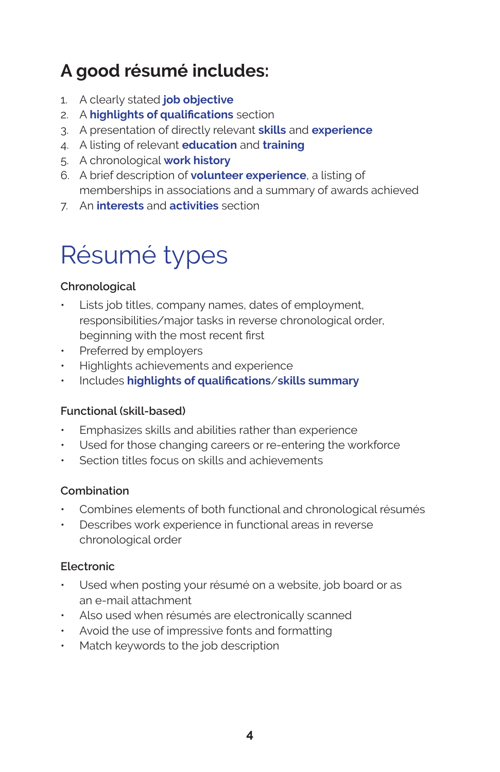## A good résumé includes:

1. A clearly stated **job objective**
2. A **highlights of qualifications** section
3. A presentation of directly relevant **skills** and **experience**
4. A listing of relevant **education** and **training**
5. A chronological **work history**
6. A brief description of **volunteer experience**, a listing of memberships in associations and a summary of awards achieved
7. An **interests** and **activities** section

# Résumé types

### Chronological

- Lists job titles, company names, dates of employment, responsibilities/major tasks in reverse chronological order, beginning with the most recent first
- Preferred by employers
- Highlights achievements and experience
- Includes **highlights of qualifications**/**skills summary**

### Functional (skill-based)

- Emphasizes skills and abilities rather than experience
- Used for those changing careers or re-entering the workforce
- Section titles focus on skills and achievements

### Combination

- Combines elements of both functional and chronological résumés
- Describes work experience in functional areas in reverse chronological order

### Electronic

- Used when posting your résumé on a website, job board or as an e-mail attachment
- Also used when résumés are electronically scanned
- Avoid the use of impressive fonts and formatting
- Match keywords to the job description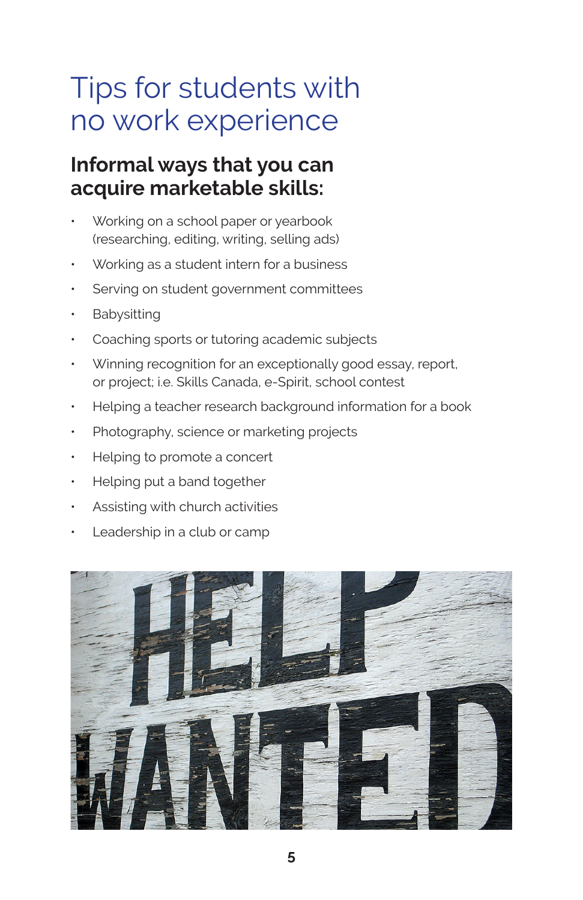# Tips for students with no work experience

## Informal ways that you can acquire marketable skills:

- Working on a school paper or yearbook (researching, editing, writing, selling ads)
- Working as a student intern for a business
- Serving on student government committees
- Babysitting
- Coaching sports or tutoring academic subjects
- Winning recognition for an exceptionally good essay, report, or project; i.e. Skills Canada, e-Spirit, school contest
- Helping a teacher research background information for a book
- Photography, science or marketing projects
- Helping to promote a concert
- Helping put a band together
- Assisting with church activities
- Leadership in a club or camp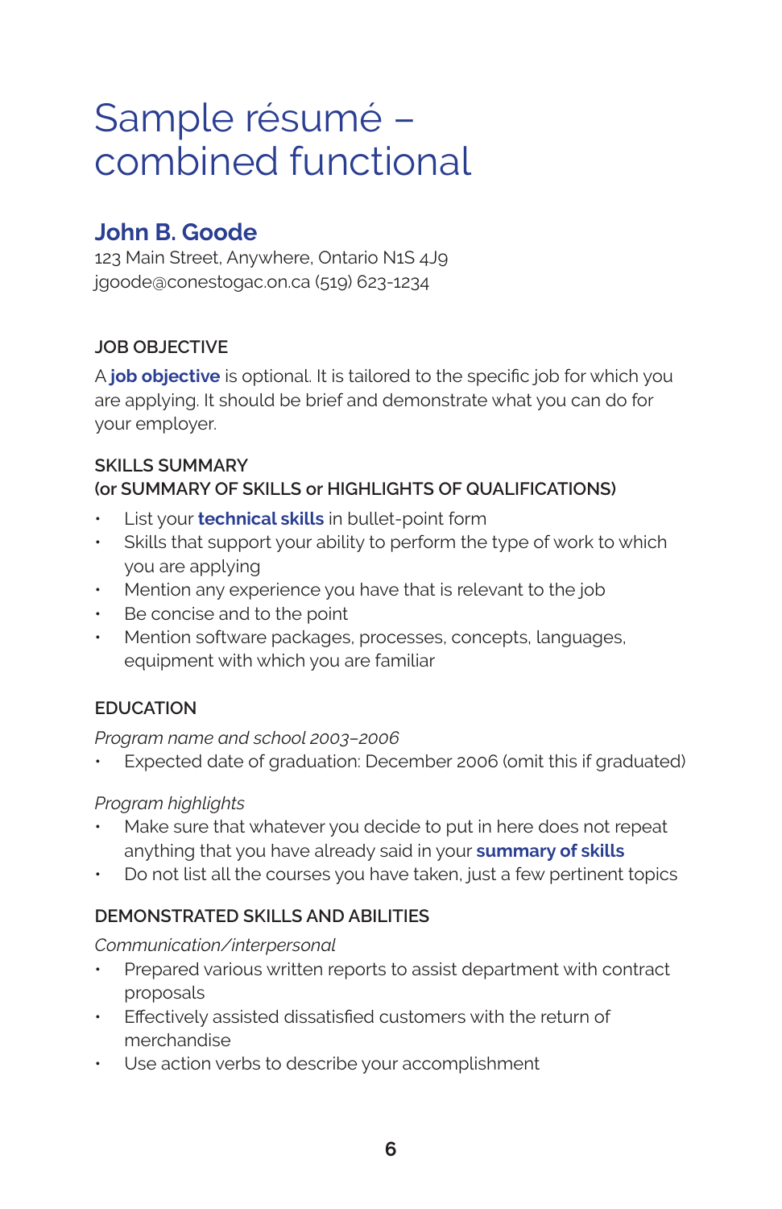# Sample résumé – combined functional

## John B. Goode

123 Main Street, Anywhere, Ontario N1S 4J9
jgoode@conestogac.on.ca (519) 623-1234

### JOB OBJECTIVE

A **job objective** is optional. It is tailored to the specific job for which you are applying. It should be brief and demonstrate what you can do for your employer.

### SKILLS SUMMARY
### (or SUMMARY OF SKILLS or HIGHLIGHTS OF QUALIFICATIONS)

- List your **technical skills** in bullet-point form
- Skills that support your ability to perform the type of work to which you are applying
- Mention any experience you have that is relevant to the job
- Be concise and to the point
- Mention software packages, processes, concepts, languages, equipment with which you are familiar

### EDUCATION

*Program name and school 2003–2006*

- Expected date of graduation: December 2006 (omit this if graduated)

*Program highlights*

- Make sure that whatever you decide to put in here does not repeat anything that you have already said in your **summary of skills**
- Do not list all the courses you have taken, just a few pertinent topics

### DEMONSTRATED SKILLS AND ABILITIES

*Communication/interpersonal*

- Prepared various written reports to assist department with contract proposals
- Effectively assisted dissatisfied customers with the return of merchandise
- Use action verbs to describe your accomplishment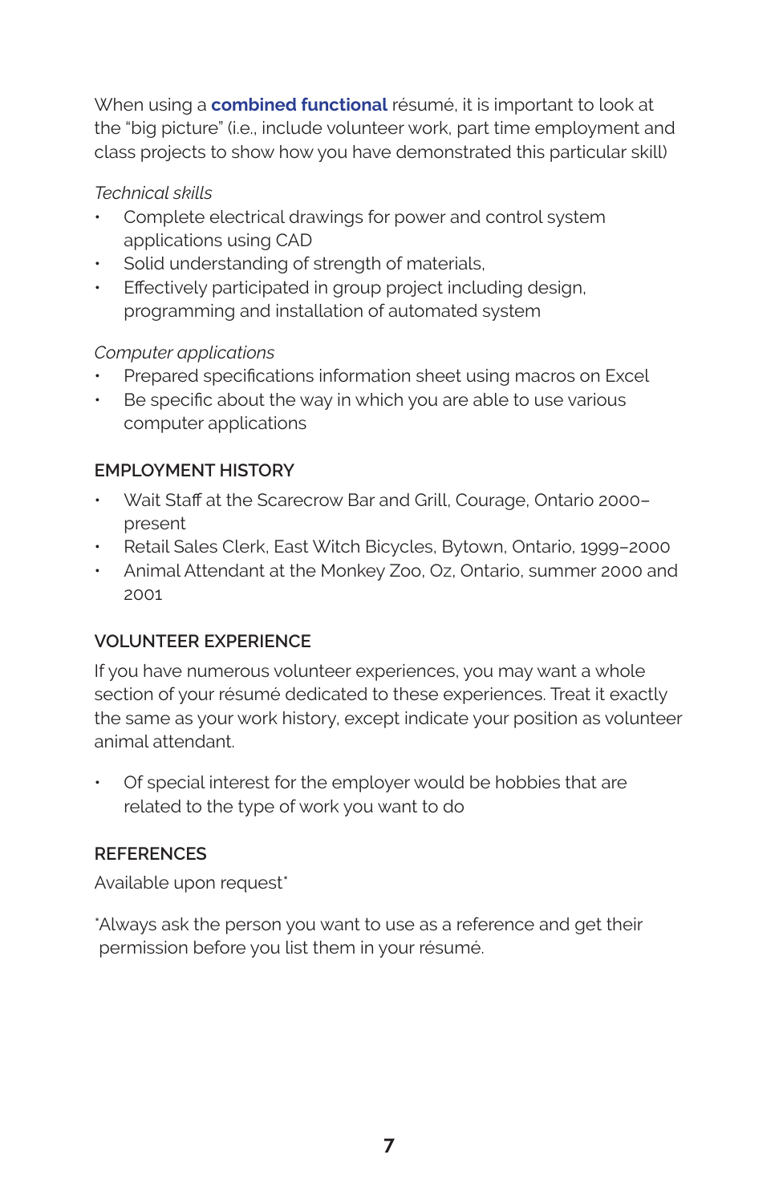When using a **combined functional** résumé, it is important to look at the "big picture" (i.e., include volunteer work, part time employment and class projects to show how you have demonstrated this particular skill)

*Technical skills*

- Complete electrical drawings for power and control system applications using CAD
- Solid understanding of strength of materials,
- Effectively participated in group project including design, programming and installation of automated system

*Computer applications*

- Prepared specifications information sheet using macros on Excel
- Be specific about the way in which you are able to use various computer applications

## EMPLOYMENT HISTORY

- Wait Staff at the Scarecrow Bar and Grill, Courage, Ontario 2000–present
- Retail Sales Clerk, East Witch Bicycles, Bytown, Ontario, 1999–2000
- Animal Attendant at the Monkey Zoo, Oz, Ontario, summer 2000 and 2001

## VOLUNTEER EXPERIENCE

If you have numerous volunteer experiences, you may want a whole section of your résumé dedicated to these experiences. Treat it exactly the same as your work history, except indicate your position as volunteer animal attendant.

- Of special interest for the employer would be hobbies that are related to the type of work you want to do

## REFERENCES

Available upon request*

*Always ask the person you want to use as a reference and get their permission before you list them in your résumé.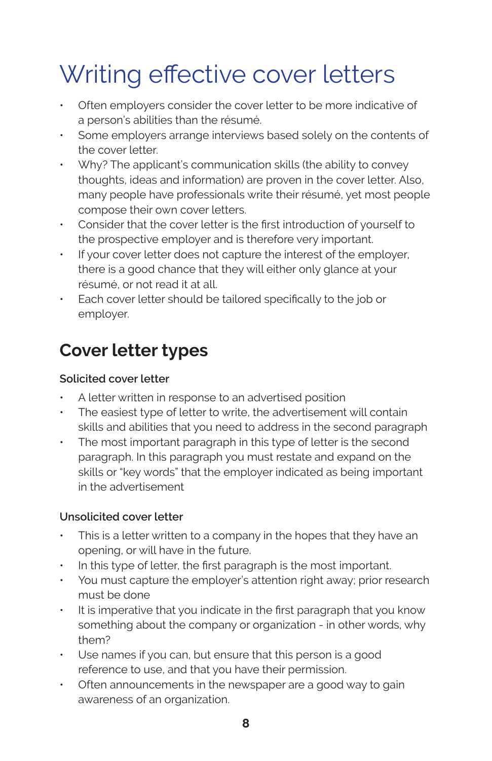# Writing effective cover letters

- Often employers consider the cover letter to be more indicative of a person's abilities than the résumé.
- Some employers arrange interviews based solely on the contents of the cover letter.
- Why? The applicant's communication skills (the ability to convey thoughts, ideas and information) are proven in the cover letter. Also, many people have professionals write their résumé, yet most people compose their own cover letters.
- Consider that the cover letter is the first introduction of yourself to the prospective employer and is therefore very important.
- If your cover letter does not capture the interest of the employer, there is a good chance that they will either only glance at your résumé, or not read it at all.
- Each cover letter should be tailored specifically to the job or employer.

## Cover letter types

### Solicited cover letter

- A letter written in response to an advertised position
- The easiest type of letter to write, the advertisement will contain skills and abilities that you need to address in the second paragraph
- The most important paragraph in this type of letter is the second paragraph. In this paragraph you must restate and expand on the skills or "key words" that the employer indicated as being important in the advertisement

### Unsolicited cover letter

- This is a letter written to a company in the hopes that they have an opening, or will have in the future.
- In this type of letter, the first paragraph is the most important.
- You must capture the employer's attention right away; prior research must be done
- It is imperative that you indicate in the first paragraph that you know something about the company or organization - in other words, why them?
- Use names if you can, but ensure that this person is a good reference to use, and that you have their permission.
- Often announcements in the newspaper are a good way to gain awareness of an organization.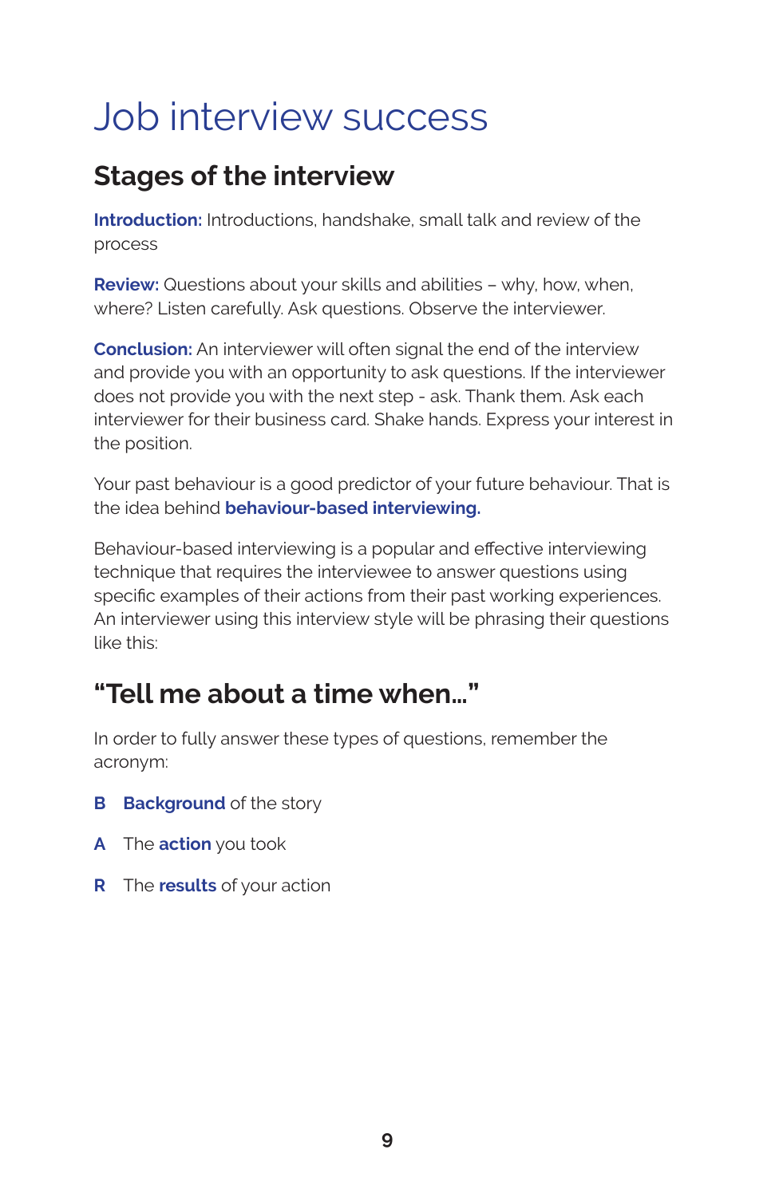# Job interview success

## Stages of the interview

**Introduction:** Introductions, handshake, small talk and review of the process

**Review:** Questions about your skills and abilities – why, how, when, where? Listen carefully. Ask questions. Observe the interviewer.

**Conclusion:** An interviewer will often signal the end of the interview and provide you with an opportunity to ask questions. If the interviewer does not provide you with the next step - ask. Thank them. Ask each interviewer for their business card. Shake hands. Express your interest in the position.

Your past behaviour is a good predictor of your future behaviour. That is the idea behind **behaviour-based interviewing.**

Behaviour-based interviewing is a popular and effective interviewing technique that requires the interviewee to answer questions using specific examples of their actions from their past working experiences. An interviewer using this interview style will be phrasing their questions like this:

## "Tell me about a time when…"

In order to fully answer these types of questions, remember the acronym:

**B** **Background** of the story

**A** The **action** you took

**R** The **results** of your action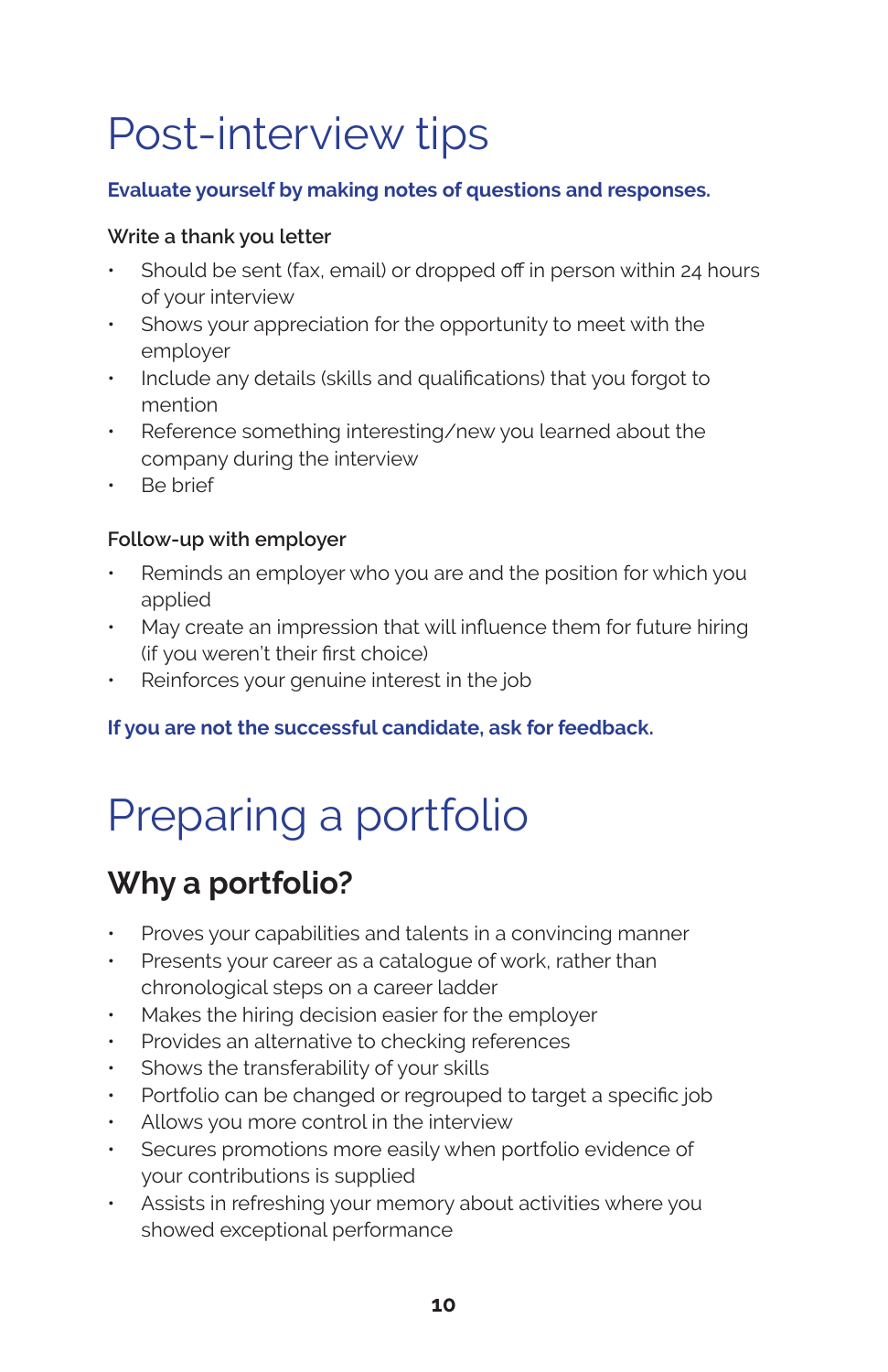# Post-interview tips

**Evaluate yourself by making notes of questions and responses.**

### Write a thank you letter

- Should be sent (fax, email) or dropped off in person within 24 hours of your interview
- Shows your appreciation for the opportunity to meet with the employer
- Include any details (skills and qualifications) that you forgot to mention
- Reference something interesting/new you learned about the company during the interview
- Be brief

### Follow-up with employer

- Reminds an employer who you are and the position for which you applied
- May create an impression that will influence them for future hiring (if you weren't their first choice)
- Reinforces your genuine interest in the job

**If you are not the successful candidate, ask for feedback.**

# Preparing a portfolio

## Why a portfolio?

- Proves your capabilities and talents in a convincing manner
- Presents your career as a catalogue of work, rather than chronological steps on a career ladder
- Makes the hiring decision easier for the employer
- Provides an alternative to checking references
- Shows the transferability of your skills
- Portfolio can be changed or regrouped to target a specific job
- Allows you more control in the interview
- Secures promotions more easily when portfolio evidence of your contributions is supplied
- Assists in refreshing your memory about activities where you showed exceptional performance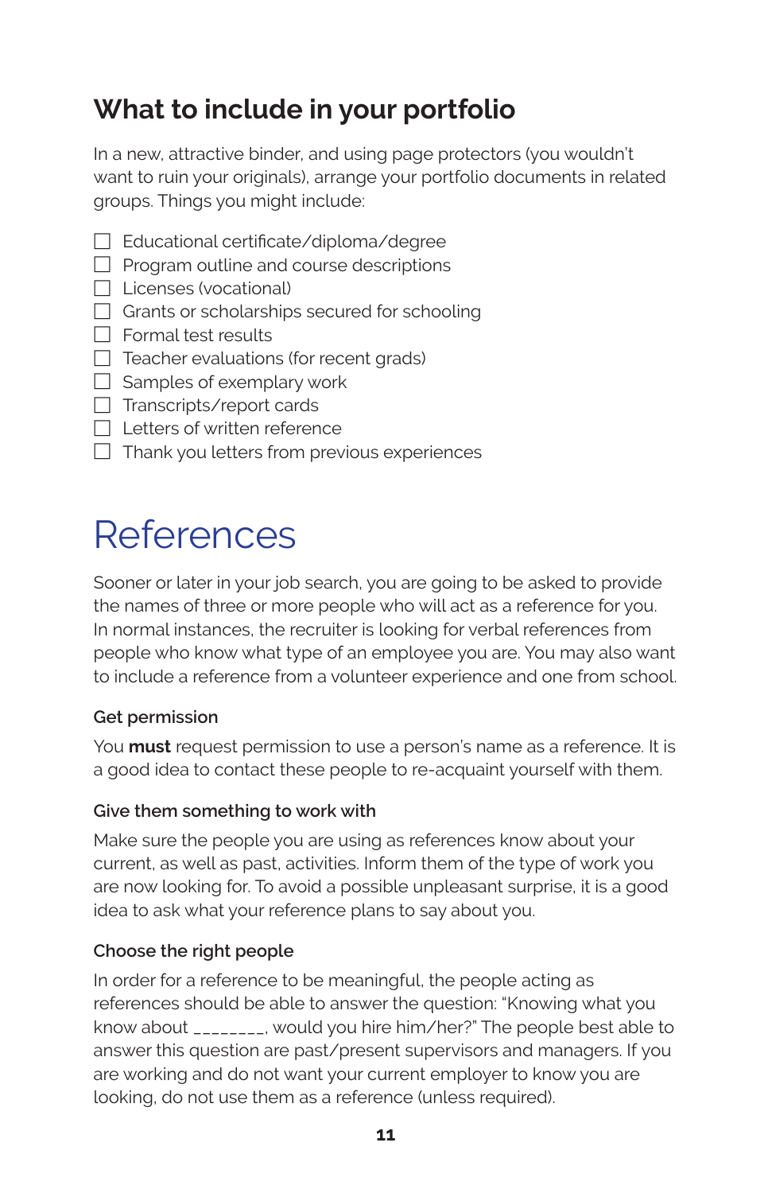## What to include in your portfolio

In a new, attractive binder, and using page protectors (you wouldn't want to ruin your originals), arrange your portfolio documents in related groups. Things you might include:

- [ ] Educational certificate/diploma/degree
- [ ] Program outline and course descriptions
- [ ] Licenses (vocational)
- [ ] Grants or scholarships secured for schooling
- [ ] Formal test results
- [ ] Teacher evaluations (for recent grads)
- [ ] Samples of exemplary work
- [ ] Transcripts/report cards
- [ ] Letters of written reference
- [ ] Thank you letters from previous experiences

# References

Sooner or later in your job search, you are going to be asked to provide the names of three or more people who will act as a reference for you. In normal instances, the recruiter is looking for verbal references from people who know what type of an employee you are. You may also want to include a reference from a volunteer experience and one from school.

### Get permission

You **must** request permission to use a person's name as a reference. It is a good idea to contact these people to re-acquaint yourself with them.

### Give them something to work with

Make sure the people you are using as references know about your current, as well as past, activities. Inform them of the type of work you are now looking for. To avoid a possible unpleasant surprise, it is a good idea to ask what your reference plans to say about you.

### Choose the right people

In order for a reference to be meaningful, the people acting as references should be able to answer the question: "Knowing what you know about ________, would you hire him/her?" The people best able to answer this question are past/present supervisors and managers. If you are working and do not want your current employer to know you are looking, do not use them as a reference (unless required).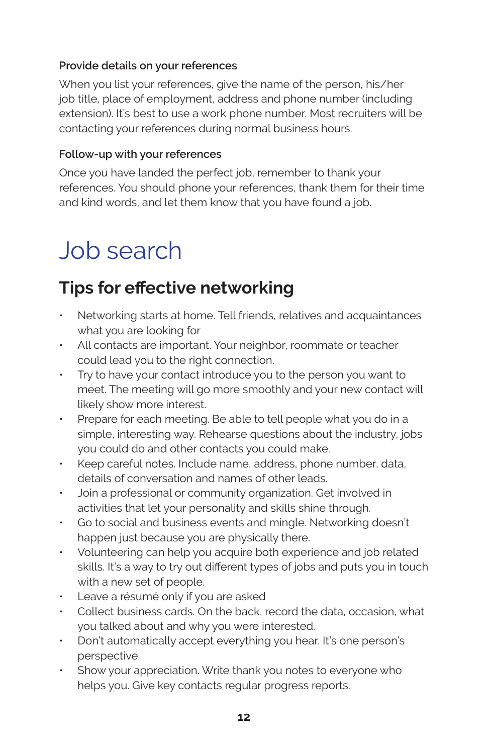### Provide details on your references

When you list your references, give the name of the person, his/her job title, place of employment, address and phone number (including extension). It's best to use a work phone number. Most recruiters will be contacting your references during normal business hours.

### Follow-up with your references

Once you have landed the perfect job, remember to thank your references. You should phone your references, thank them for their time and kind words, and let them know that you have found a job.

# Job search

## Tips for effective networking

- Networking starts at home. Tell friends, relatives and acquaintances what you are looking for
- All contacts are important. Your neighbor, roommate or teacher could lead you to the right connection.
- Try to have your contact introduce you to the person you want to meet. The meeting will go more smoothly and your new contact will likely show more interest.
- Prepare for each meeting. Be able to tell people what you do in a simple, interesting way. Rehearse questions about the industry, jobs you could do and other contacts you could make.
- Keep careful notes. Include name, address, phone number, data, details of conversation and names of other leads.
- Join a professional or community organization. Get involved in activities that let your personality and skills shine through.
- Go to social and business events and mingle. Networking doesn't happen just because you are physically there.
- Volunteering can help you acquire both experience and job related skills. It's a way to try out different types of jobs and puts you in touch with a new set of people.
- Leave a résumé only if you are asked
- Collect business cards. On the back, record the data, occasion, what you talked about and why you were interested.
- Don't automatically accept everything you hear. It's one person's perspective.
- Show your appreciation. Write thank you notes to everyone who helps you. Give key contacts regular progress reports.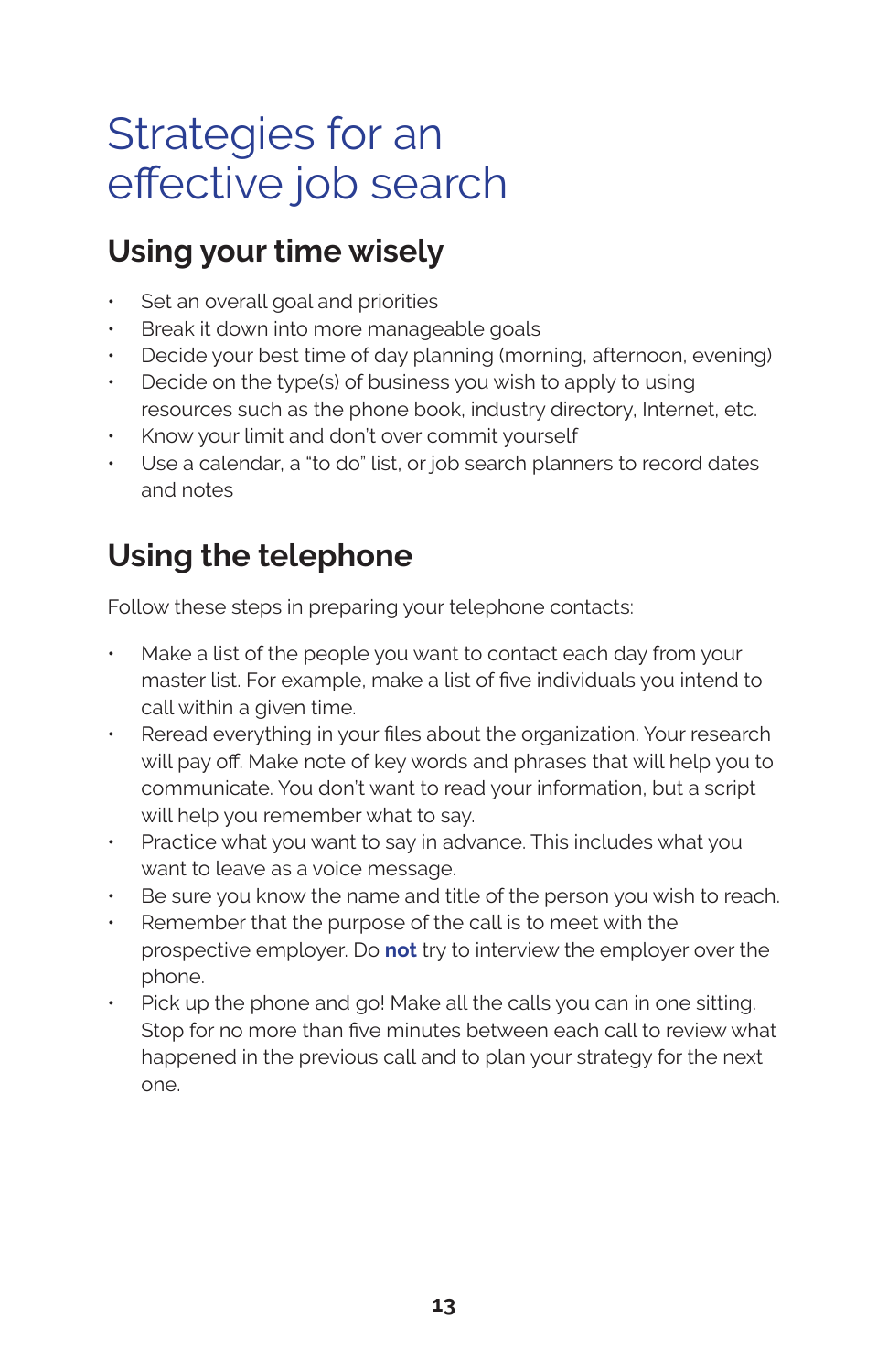# Strategies for an effective job search

## Using your time wisely

- Set an overall goal and priorities
- Break it down into more manageable goals
- Decide your best time of day planning (morning, afternoon, evening)
- Decide on the type(s) of business you wish to apply to using resources such as the phone book, industry directory, Internet, etc.
- Know your limit and don't over commit yourself
- Use a calendar, a "to do" list, or job search planners to record dates and notes

## Using the telephone

Follow these steps in preparing your telephone contacts:

- Make a list of the people you want to contact each day from your master list. For example, make a list of five individuals you intend to call within a given time.
- Reread everything in your files about the organization. Your research will pay off. Make note of key words and phrases that will help you to communicate. You don't want to read your information, but a script will help you remember what to say.
- Practice what you want to say in advance. This includes what you want to leave as a voice message.
- Be sure you know the name and title of the person you wish to reach.
- Remember that the purpose of the call is to meet with the prospective employer. Do **not** try to interview the employer over the phone.
- Pick up the phone and go! Make all the calls you can in one sitting. Stop for no more than five minutes between each call to review what happened in the previous call and to plan your strategy for the next one.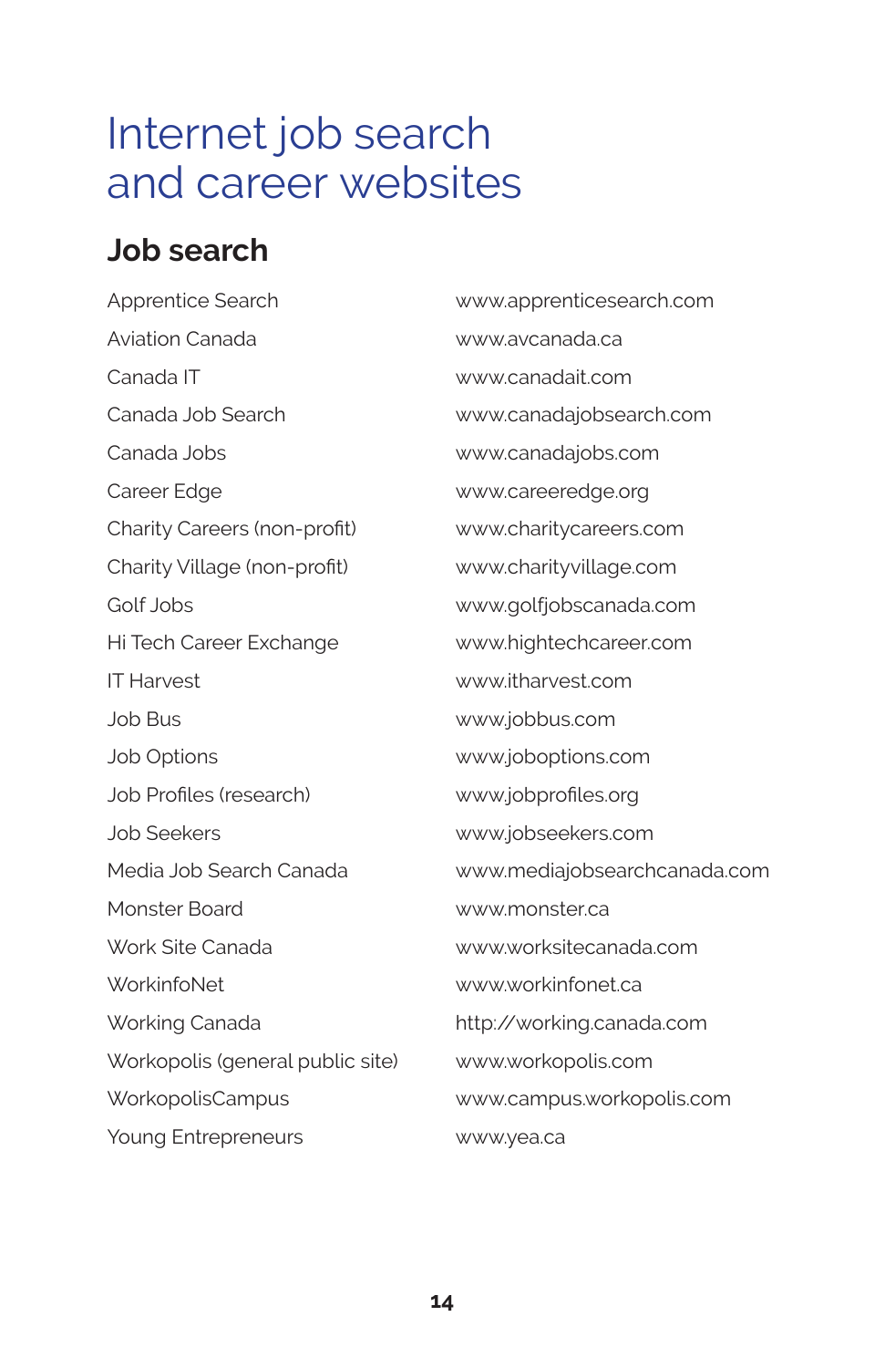# Internet job search and career websites

## Job search

| | |
|---|---|
| Apprentice Search | www.apprenticesearch.com |
| Aviation Canada | www.avcanada.ca |
| Canada IT | www.canadait.com |
| Canada Job Search | www.canadajobsearch.com |
| Canada Jobs | www.canadajobs.com |
| Career Edge | www.careeredge.org |
| Charity Careers (non-profit) | www.charitycareers.com |
| Charity Village (non-profit) | www.charityvillage.com |
| Golf Jobs | www.golfjobscanada.com |
| Hi Tech Career Exchange | www.hightechcareer.com |
| IT Harvest | www.itharvest.com |
| Job Bus | www.jobbus.com |
| Job Options | www.joboptions.com |
| Job Profiles (research) | www.jobprofiles.org |
| Job Seekers | www.jobseekers.com |
| Media Job Search Canada | www.mediajobsearchcanada.com |
| Monster Board | www.monster.ca |
| Work Site Canada | www.worksitecanada.com |
| WorkinfoNet | www.workinfonet.ca |
| Working Canada | http://working.canada.com |
| Workopolis (general public site) | www.workopolis.com |
| WorkopolisCampus | www.campus.workopolis.com |
| Young Entrepreneurs | www.yea.ca |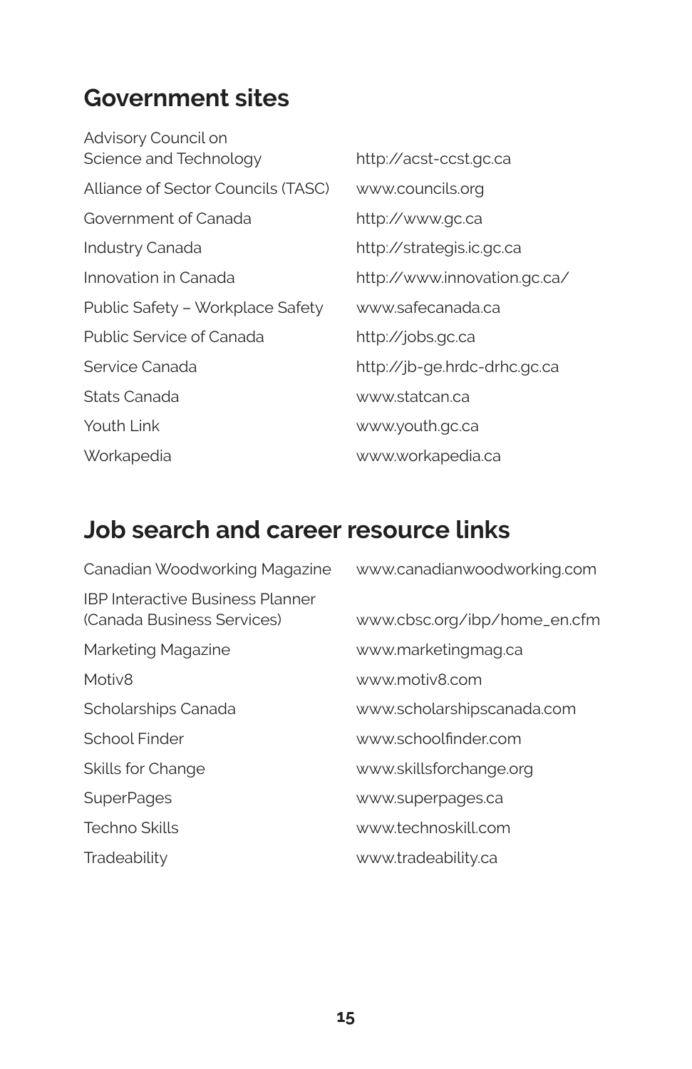## Government sites

| | |
|---|---|
| Advisory Council on Science and Technology | http://acst-ccst.gc.ca |
| Alliance of Sector Councils (TASC) | www.councils.org |
| Government of Canada | http://www.gc.ca |
| Industry Canada | http://strategis.ic.gc.ca |
| Innovation in Canada | http://www.innovation.gc.ca/ |
| Public Safety – Workplace Safety | www.safecanada.ca |
| Public Service of Canada | http://jobs.gc.ca |
| Service Canada | http://jb-ge.hrdc-drhc.gc.ca |
| Stats Canada | www.statcan.ca |
| Youth Link | www.youth.gc.ca |
| Workapedia | www.workapedia.ca |

## Job search and career resource links

| | |
|---|---|
| Canadian Woodworking Magazine | www.canadianwoodworking.com |
| IBP Interactive Business Planner (Canada Business Services) | www.cbsc.org/ibp/home_en.cfm |
| Marketing Magazine | www.marketingmag.ca |
| Motiv8 | www.motiv8.com |
| Scholarships Canada | www.scholarshipscanada.com |
| School Finder | www.schoolfinder.com |
| Skills for Change | www.skillsforchange.org |
| SuperPages | www.superpages.ca |
| Techno Skills | www.technoskill.com |
| Tradeability | www.tradeability.ca |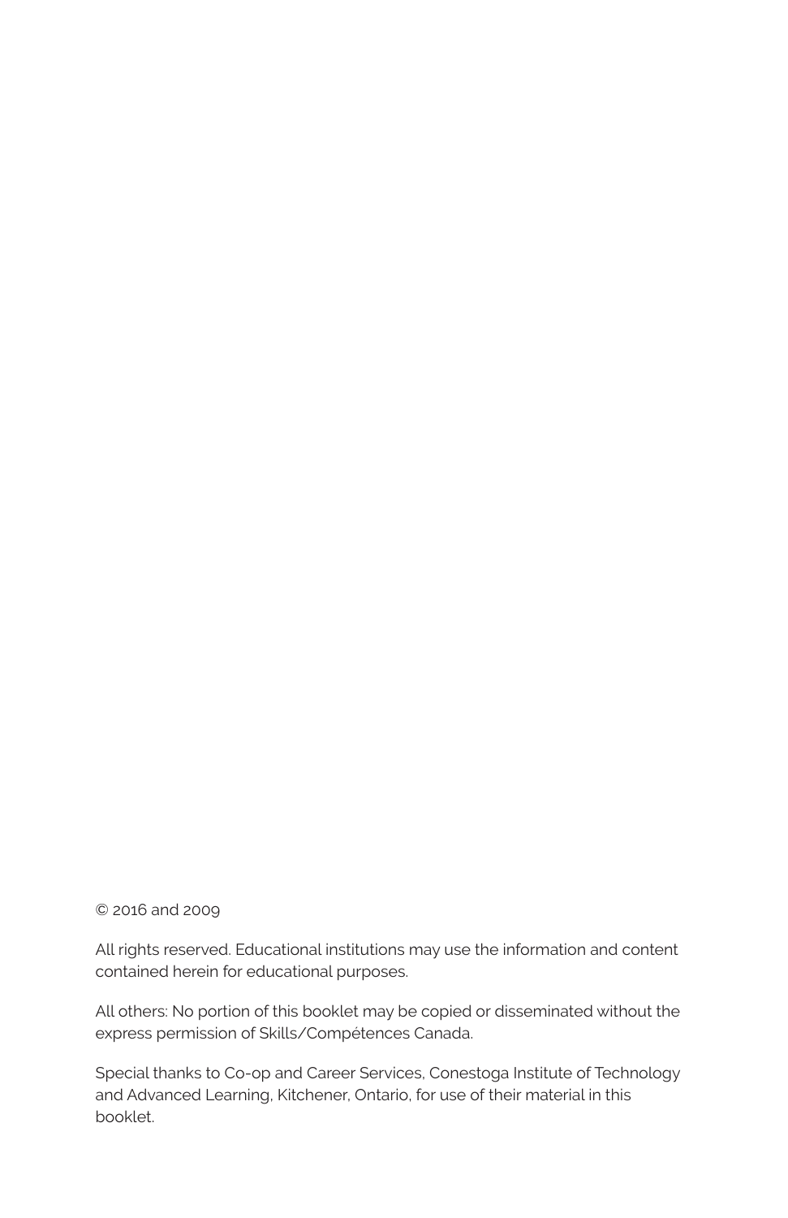© 2016 and 2009

All rights reserved. Educational institutions may use the information and content contained herein for educational purposes.

All others: No portion of this booklet may be copied or disseminated without the express permission of Skills/Compétences Canada.

Special thanks to Co-op and Career Services, Conestoga Institute of Technology and Advanced Learning, Kitchener, Ontario, for use of their material in this booklet.